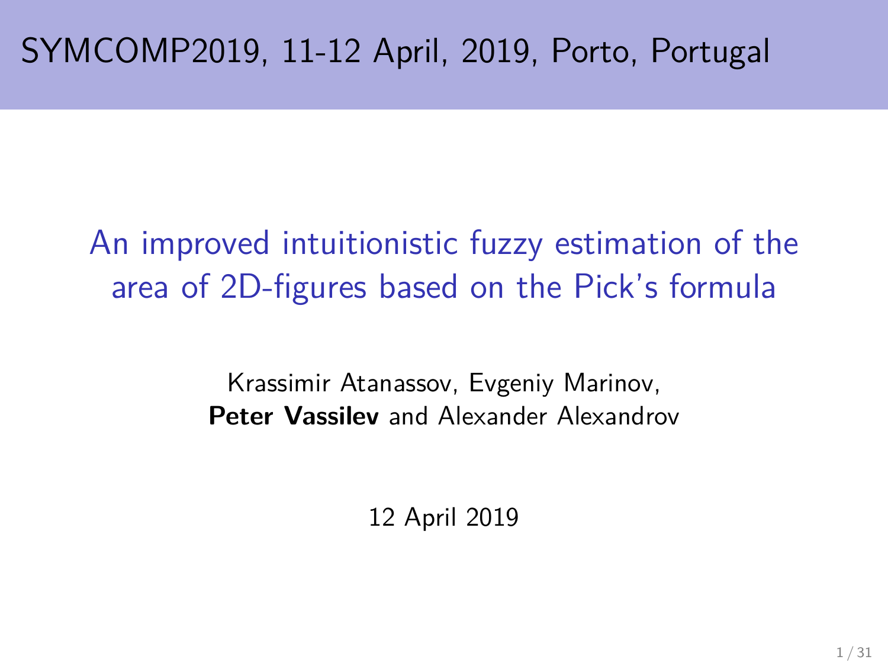SYMCOMP2019, 11-12 April, 2019, Porto, Portugal

# An improved intuitionistic fuzzy estimation of the area of 2D-figures based on the Pick's formula

Krassimir Atanassov, Evgeniy Marinov,
**Peter Vassilev** and Alexander Alexandrov

12 April 2019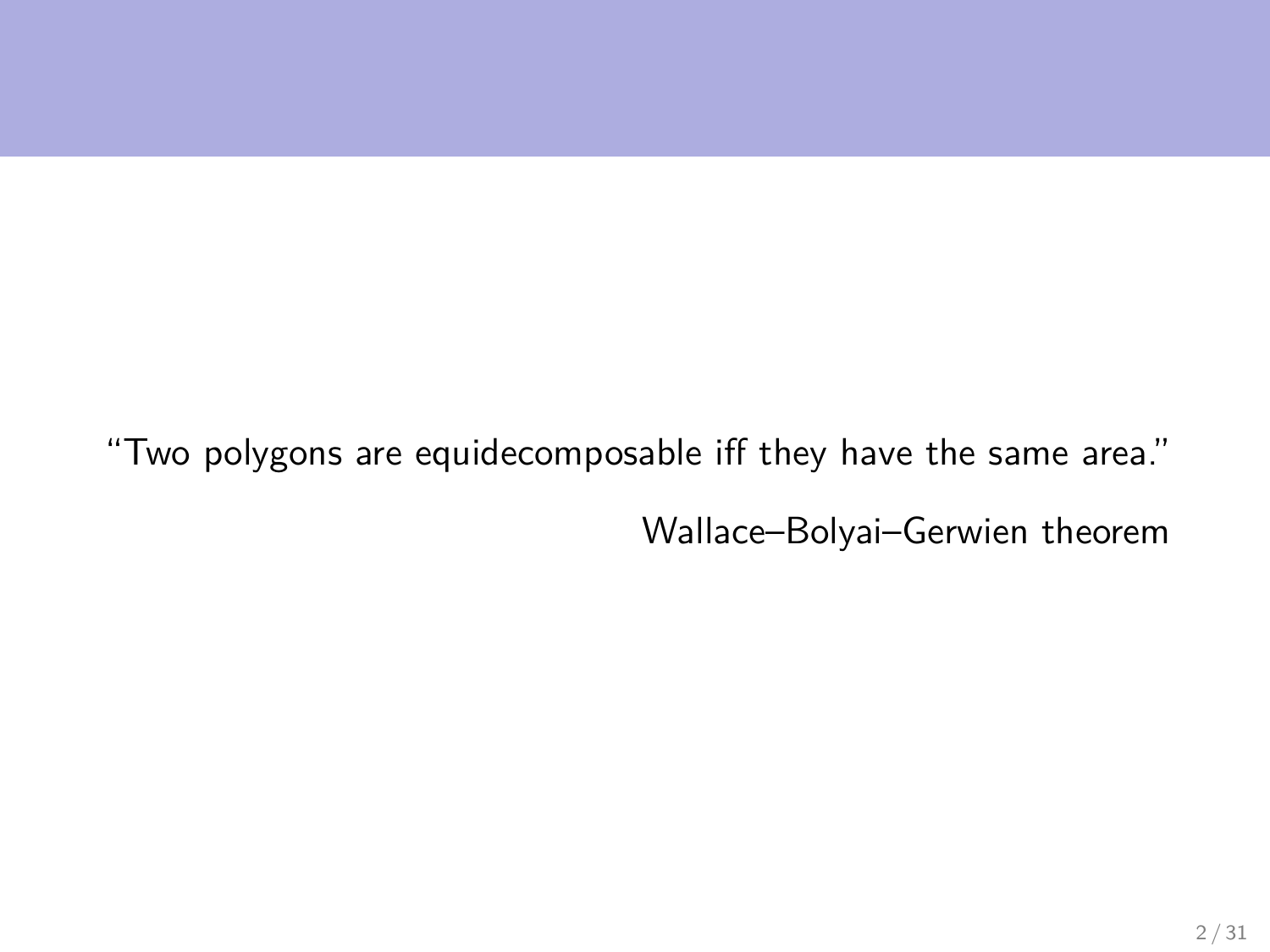> "Two polygons are equidecomposable iff they have the same area."
>
> Wallace–Bolyai–Gerwien theorem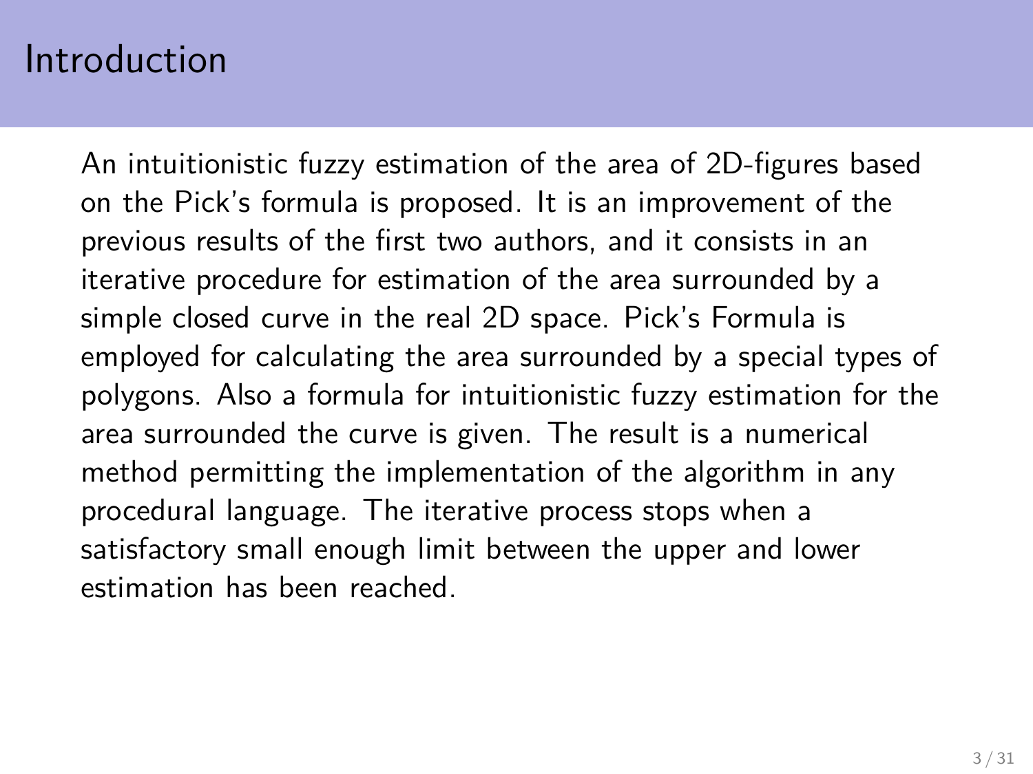# Introduction

An intuitionistic fuzzy estimation of the area of 2D-figures based on the Pick's formula is proposed. It is an improvement of the previous results of the first two authors, and it consists in an iterative procedure for estimation of the area surrounded by a simple closed curve in the real 2D space. Pick's Formula is employed for calculating the area surrounded by a special types of polygons. Also a formula for intuitionistic fuzzy estimation for the area surrounded the curve is given. The result is a numerical method permitting the implementation of the algorithm in any procedural language. The iterative process stops when a satisfactory small enough limit between the upper and lower estimation has been reached.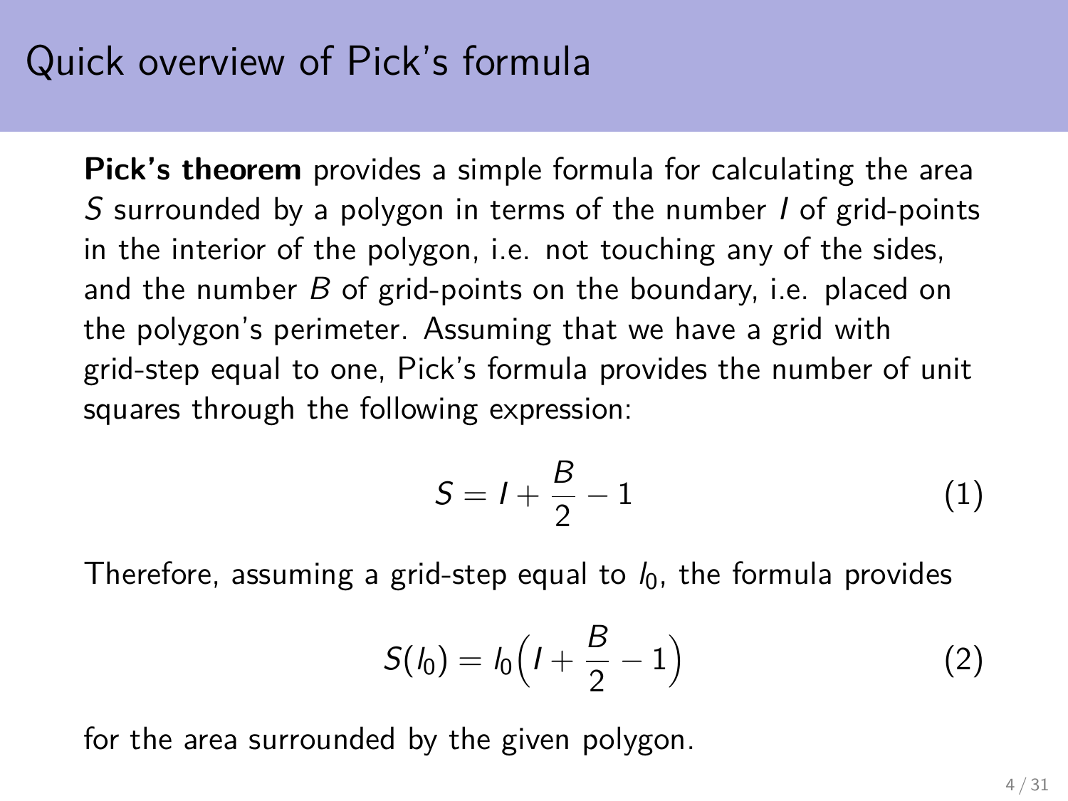# Quick overview of Pick's formula

**Pick's theorem** provides a simple formula for calculating the area $S$ surrounded by a polygon in terms of the number $I$ of grid-points in the interior of the polygon, i.e. not touching any of the sides, and the number $B$ of grid-points on the boundary, i.e. placed on the polygon's perimeter. Assuming that we have a grid with grid-step equal to one, Pick's formula provides the number of unit squares through the following expression:

$$S = I + \frac{B}{2} - 1 \tag{1}$$

Therefore, assuming a grid-step equal to $l_0$, the formula provides

$$S(l_0) = l_0\Big(I + \frac{B}{2} - 1\Big) \tag{2}$$

for the area surrounded by the given polygon.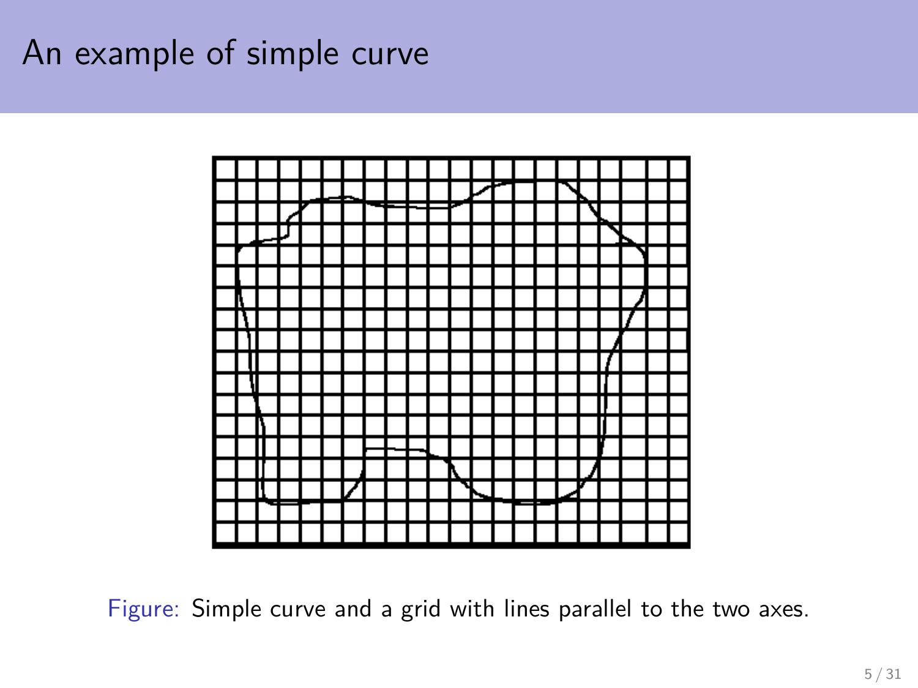# An example of simple curve

Figure: Simple curve and a grid with lines parallel to the two axes.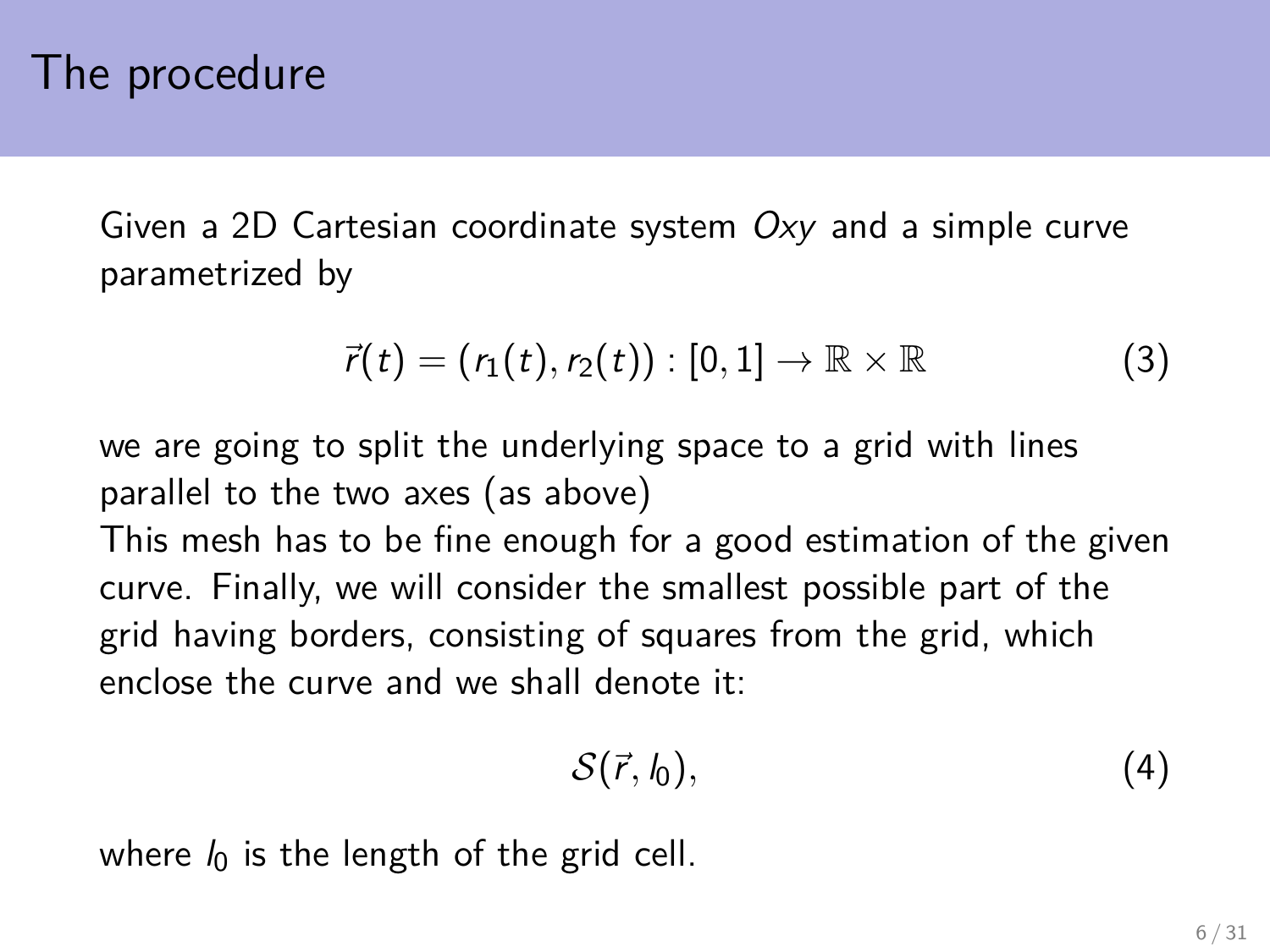# The procedure

Given a 2D Cartesian coordinate system $Oxy$ and a simple curve parametrized by

$$\vec{r}(t) = (r_1(t), r_2(t)) : [0, 1] \to \mathbb{R} \times \mathbb{R} \tag{3}$$

we are going to split the underlying space to a grid with lines parallel to the two axes (as above)

This mesh has to be fine enough for a good estimation of the given curve. Finally, we will consider the smallest possible part of the grid having borders, consisting of squares from the grid, which enclose the curve and we shall denote it:

$$\mathcal{S}(\vec{r}, l_0), \tag{4}$$

where $l_0$ is the length of the grid cell.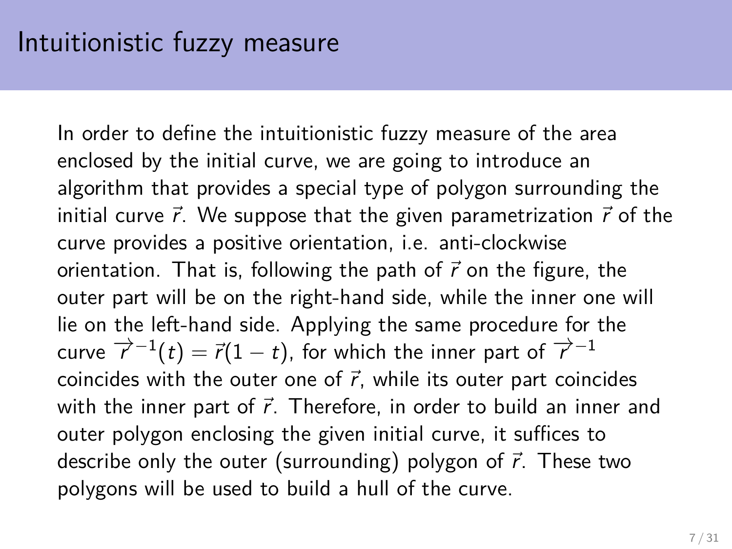# Intuitionistic fuzzy measure

In order to define the intuitionistic fuzzy measure of the area enclosed by the initial curve, we are going to introduce an algorithm that provides a special type of polygon surrounding the initial curve $\vec{r}$. We suppose that the given parametrization $\vec{r}$ of the curve provides a positive orientation, i.e. anti-clockwise orientation. That is, following the path of $\vec{r}$ on the figure, the outer part will be on the right-hand side, while the inner one will lie on the left-hand side. Applying the same procedure for the curve $\overrightarrow{r}^{-1}(t) = \vec{r}(1-t)$, for which the inner part of $\overrightarrow{r}^{-1}$ coincides with the outer one of $\vec{r}$, while its outer part coincides with the inner part of $\vec{r}$. Therefore, in order to build an inner and outer polygon enclosing the given initial curve, it suffices to describe only the outer (surrounding) polygon of $\vec{r}$. These two polygons will be used to build a hull of the curve.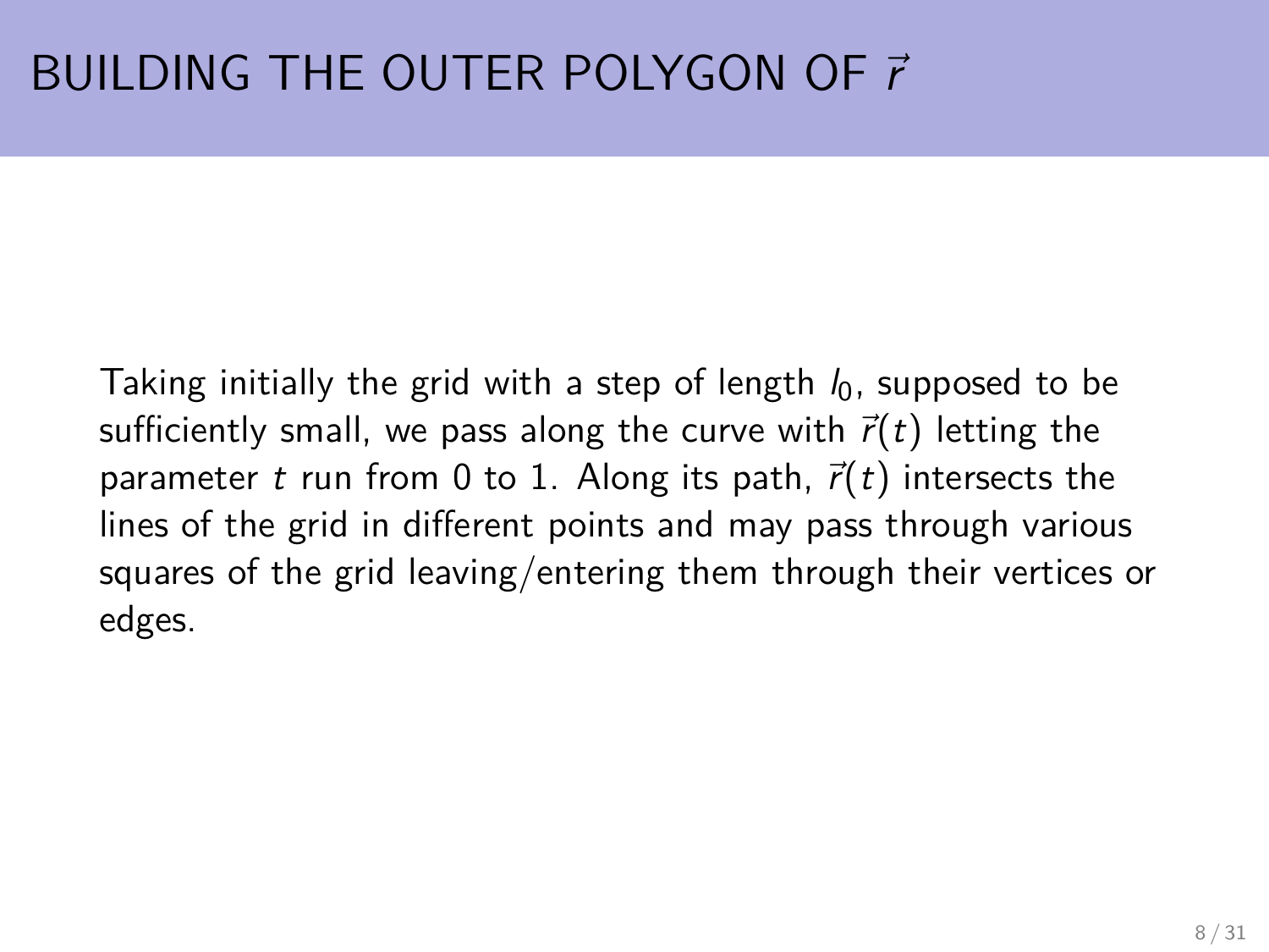# BUILDING THE OUTER POLYGON OF $\vec{r}$

Taking initially the grid with a step of length $l_0$, supposed to be sufficiently small, we pass along the curve with $\vec{r}(t)$ letting the parameter $t$ run from 0 to 1. Along its path, $\vec{r}(t)$ intersects the lines of the grid in different points and may pass through various squares of the grid leaving/entering them through their vertices or edges.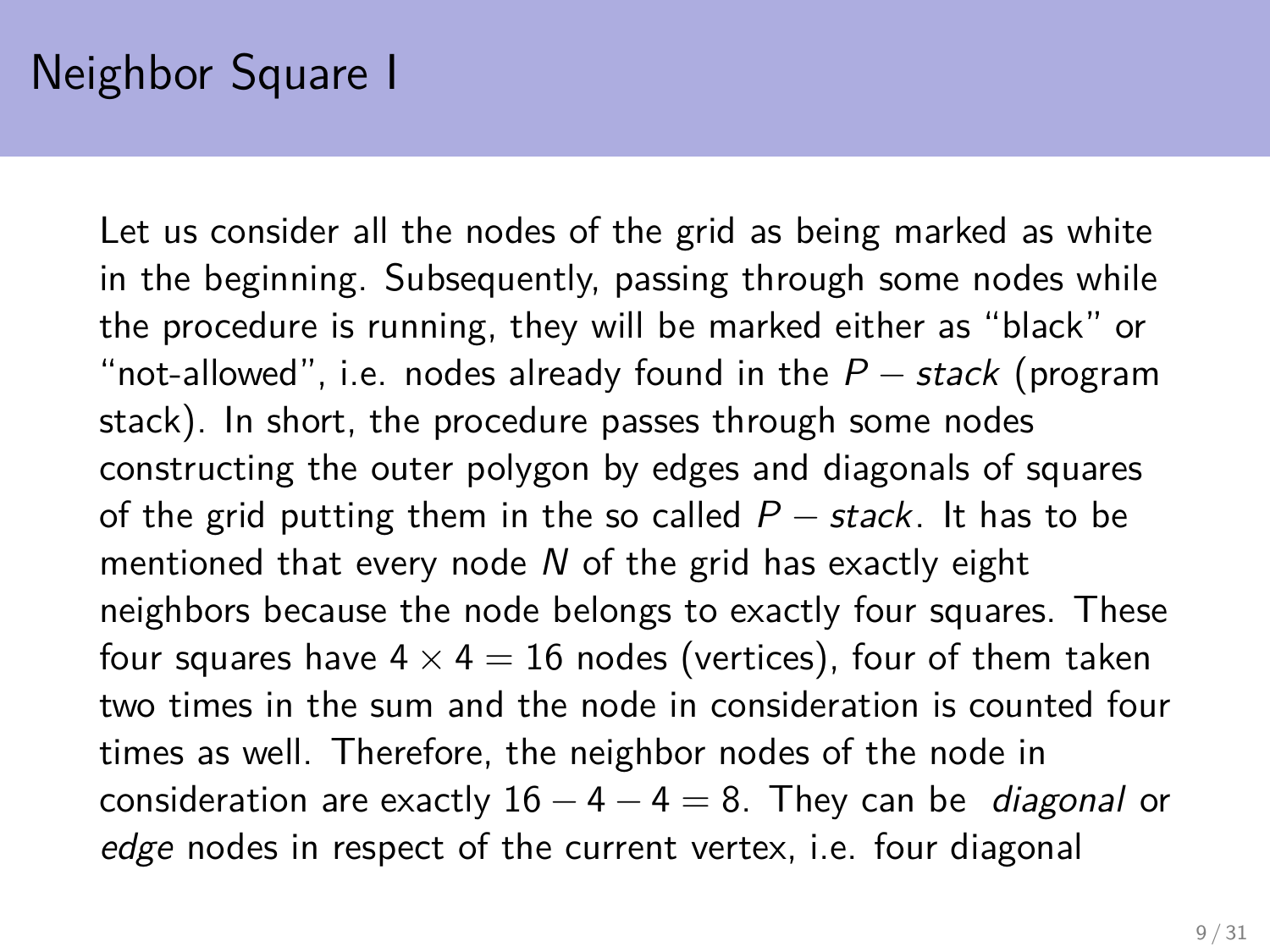# Neighbor Square I

Let us consider all the nodes of the grid as being marked as white in the beginning. Subsequently, passing through some nodes while the procedure is running, they will be marked either as "black" or "not-allowed", i.e. nodes already found in the $P - stack$ (program stack). In short, the procedure passes through some nodes constructing the outer polygon by edges and diagonals of squares of the grid putting them in the so called $P - stack$. It has to be mentioned that every node $N$ of the grid has exactly eight neighbors because the node belongs to exactly four squares. These four squares have $4 \times 4 = 16$ nodes (vertices), four of them taken two times in the sum and the node in consideration is counted four times as well. Therefore, the neighbor nodes of the node in consideration are exactly $16 - 4 - 4 = 8$. They can be *diagonal* or *edge* nodes in respect of the current vertex, i.e. four diagonal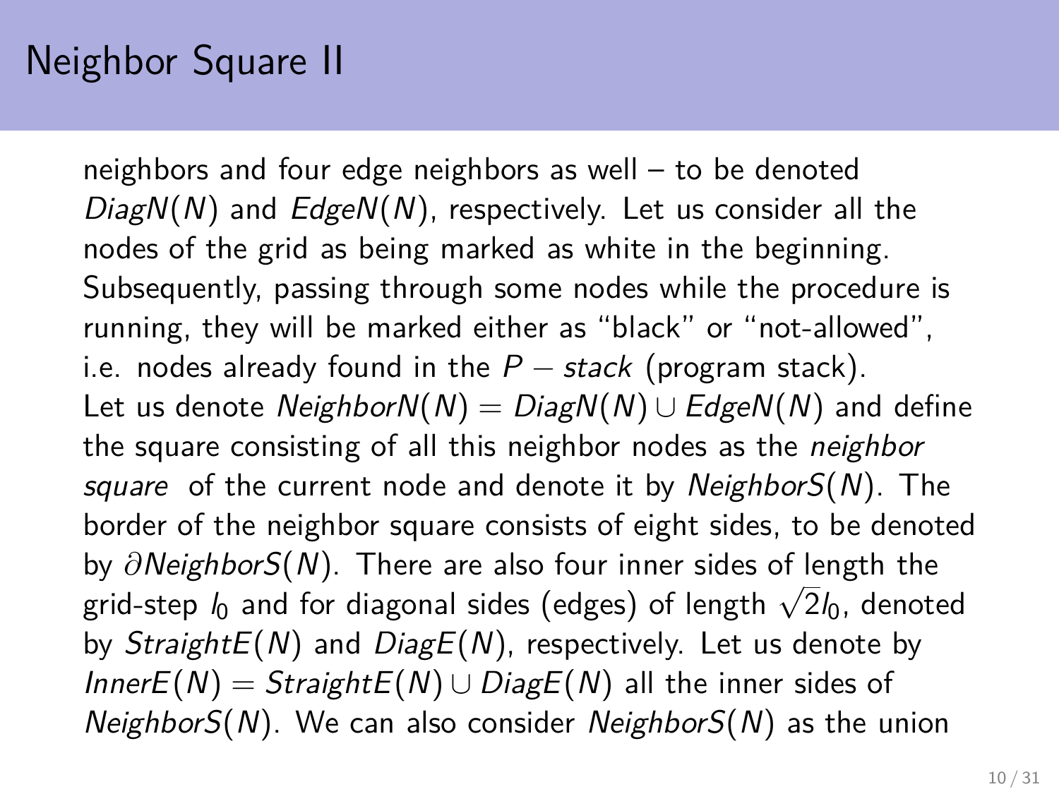# Neighbor Square II

neighbors and four edge neighbors as well – to be denoted $DiagN(N)$ and $EdgeN(N)$, respectively. Let us consider all the nodes of the grid as being marked as white in the beginning. Subsequently, passing through some nodes while the procedure is running, they will be marked either as "black" or "not-allowed", i.e. nodes already found in the $P - stack$ (program stack). Let us denote $NeighborN(N) = DiagN(N) \cup EdgeN(N)$ and define the square consisting of all this neighbor nodes as the *neighbor square* of the current node and denote it by $NeighborS(N)$. The border of the neighbor square consists of eight sides, to be denoted by $\partial NeighborS(N)$. There are also four inner sides of length the grid-step $l_0$ and for diagonal sides (edges) of length $\sqrt{2}l_0$, denoted by $StraightE(N)$ and $DiagE(N)$, respectively. Let us denote by $InnerE(N) = StraightE(N) \cup DiagE(N)$ all the inner sides of $NeighborS(N)$. We can also consider $NeighborS(N)$ as the union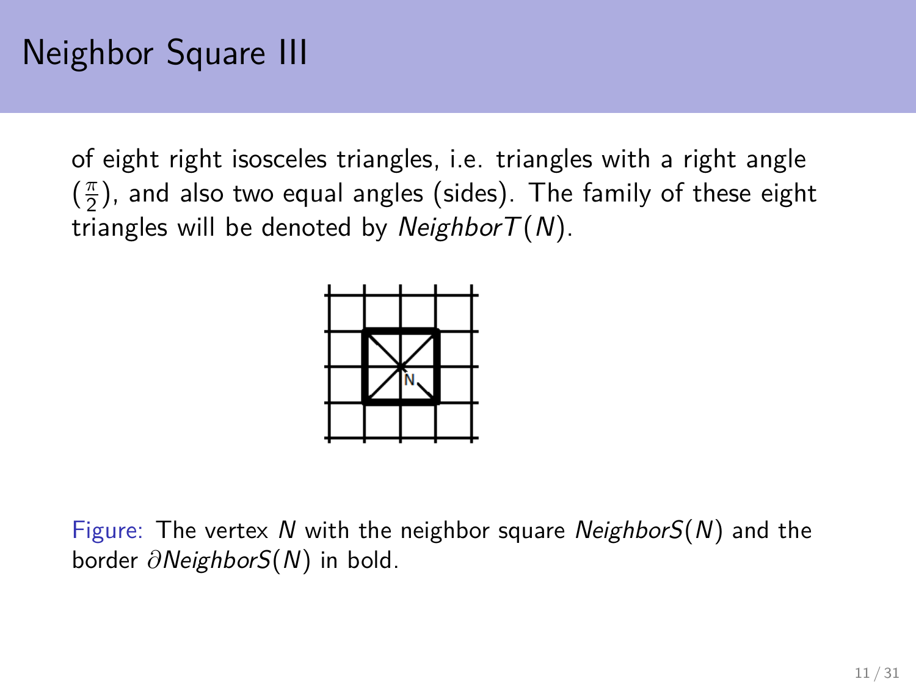# Neighbor Square III

of eight right isosceles triangles, i.e. triangles with a right angle ($\frac{\pi}{2}$), and also two equal angles (sides). The family of these eight triangles will be denoted by $NeighborT(N)$.

Figure: The vertex $N$ with the neighbor square $NeighborS(N)$ and the border $\partial NeighborS(N)$ in bold.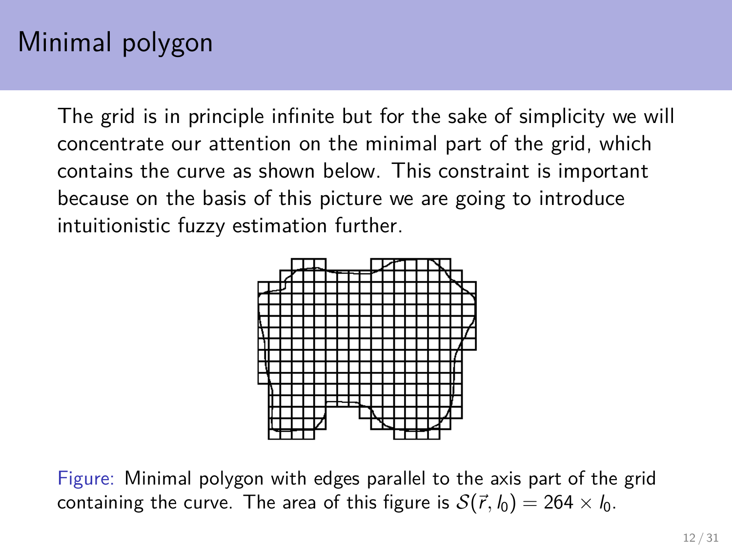# Minimal polygon

The grid is in principle infinite but for the sake of simplicity we will concentrate our attention on the minimal part of the grid, which contains the curve as shown below. This constraint is important because on the basis of this picture we are going to introduce intuitionistic fuzzy estimation further.

Figure: Minimal polygon with edges parallel to the axis part of the grid containing the curve. The area of this figure is $\mathcal{S}(\vec{r}, l_0) = 264 \times l_0$.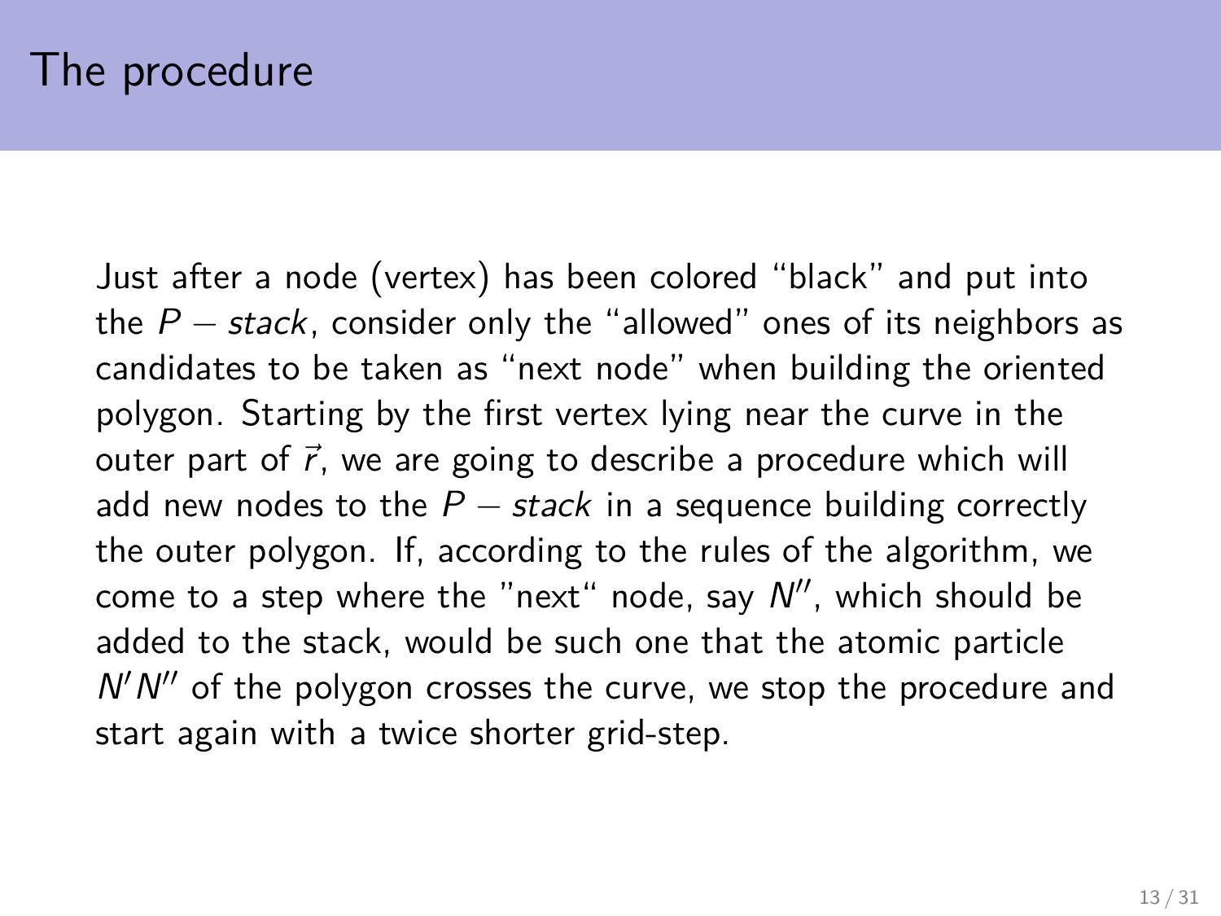# The procedure

Just after a node (vertex) has been colored "black" and put into the $P - stack$, consider only the "allowed" ones of its neighbors as candidates to be taken as "next node" when building the oriented polygon. Starting by the first vertex lying near the curve in the outer part of $\vec{r}$, we are going to describe a procedure which will add new nodes to the $P - stack$ in a sequence building correctly the outer polygon. If, according to the rules of the algorithm, we come to a step where the "next" node, say $N''$, which should be added to the stack, would be such one that the atomic particle $N'N''$ of the polygon crosses the curve, we stop the procedure and start again with a twice shorter grid-step.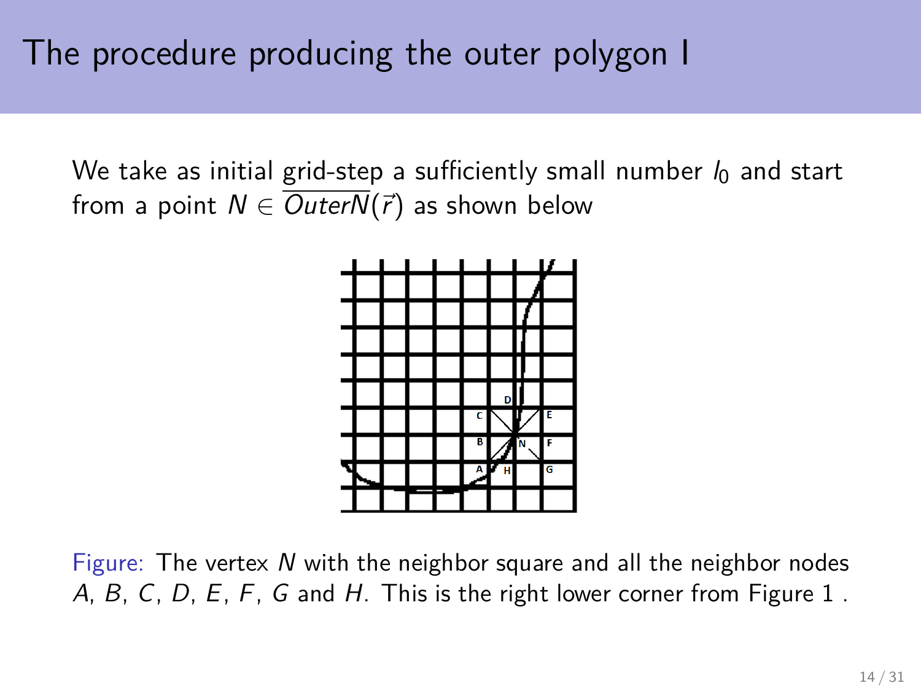# The procedure producing the outer polygon I

We take as initial grid-step a sufficiently small number $l_0$ and start from a point $N \in \overline{OuterN}(\vec{r})$ as shown below

Figure: The vertex $N$ with the neighbor square and all the neighbor nodes $A$, $B$, $C$, $D$, $E$, $F$, $G$ and $H$. This is the right lower corner from Figure 1 .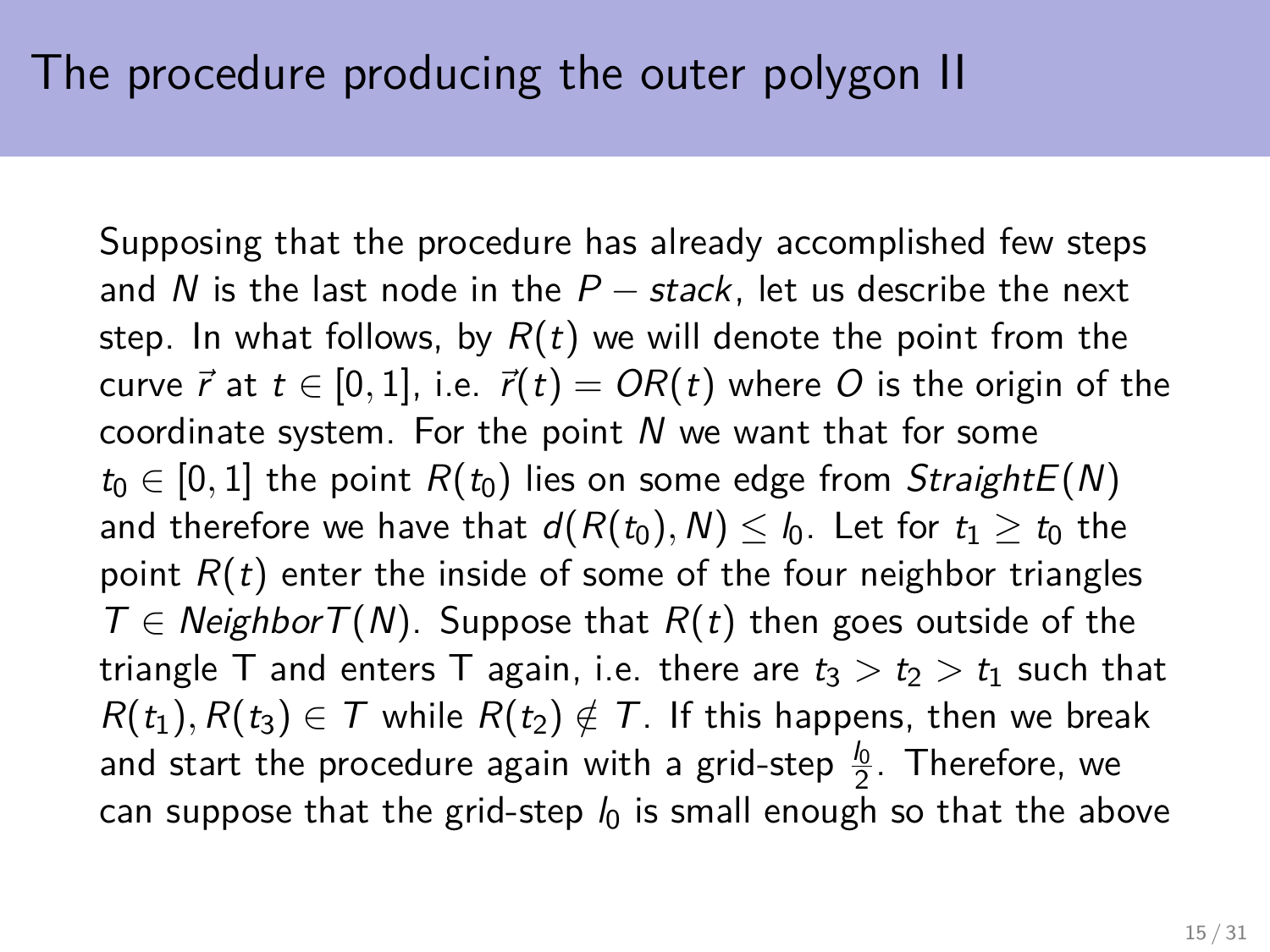# The procedure producing the outer polygon II

Supposing that the procedure has already accomplished few steps and $N$ is the last node in the $P - stack$, let us describe the next step. In what follows, by $R(t)$ we will denote the point from the curve $\vec{r}$ at $t \in [0, 1]$, i.e. $\vec{r}(t) = OR(t)$ where $O$ is the origin of the coordinate system. For the point $N$ we want that for some $t_0 \in [0, 1]$ the point $R(t_0)$ lies on some edge from $StraightE(N)$ and therefore we have that $d(R(t_0), N) \leq l_0$. Let for $t_1 \geq t_0$ the point $R(t)$ enter the inside of some of the four neighbor triangles $T \in NeighborT(N)$. Suppose that $R(t)$ then goes outside of the triangle T and enters T again, i.e. there are $t_3 > t_2 > t_1$ such that $R(t_1), R(t_3) \in T$ while $R(t_2) \notin T$. If this happens, then we break and start the procedure again with a grid-step $\frac{l_0}{2}$. Therefore, we can suppose that the grid-step $l_0$ is small enough so that the above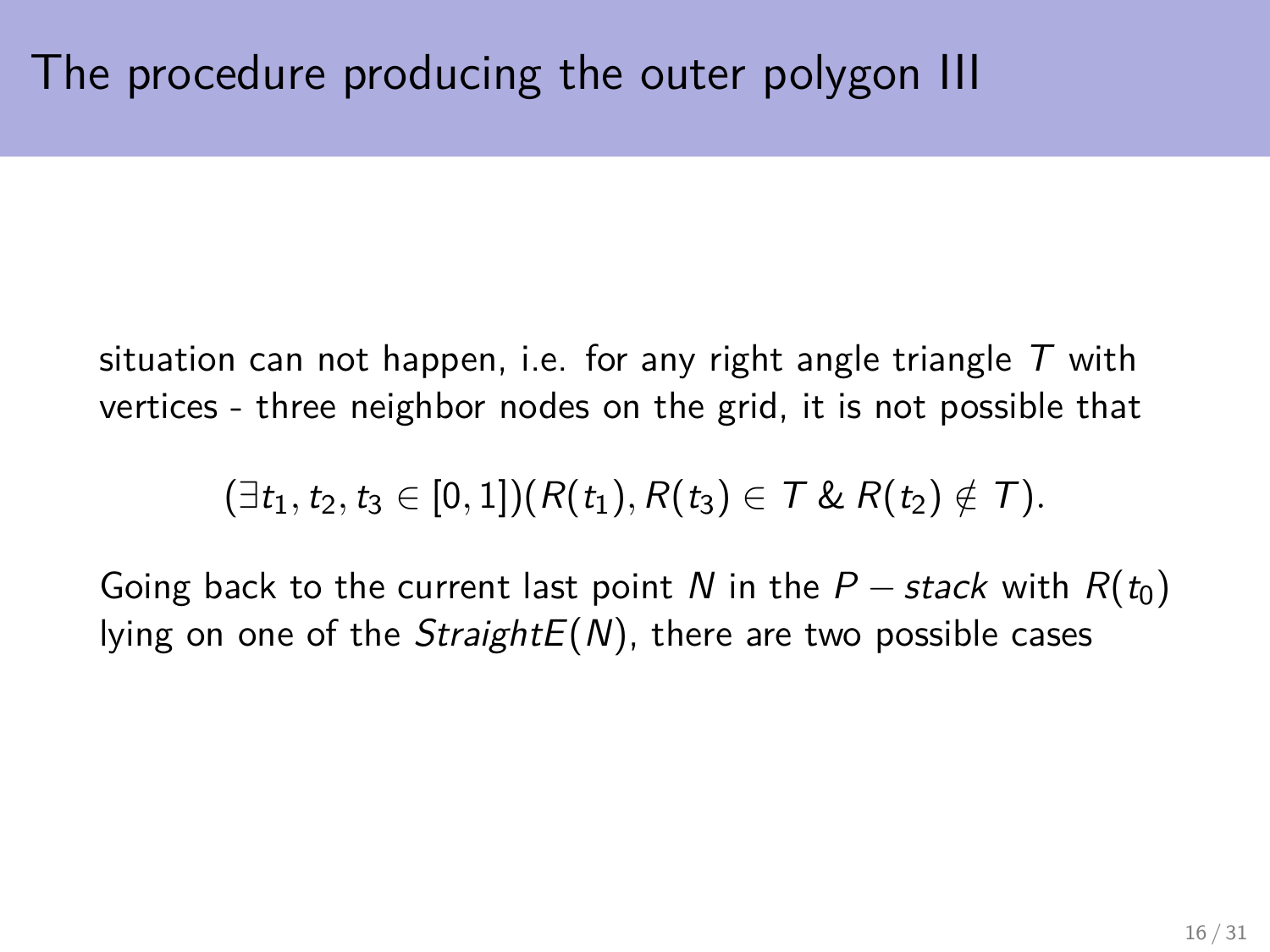# The procedure producing the outer polygon III

situation can not happen, i.e. for any right angle triangle $T$ with vertices - three neighbor nodes on the grid, it is not possible that

$$(\exists t_1, t_2, t_3 \in [0,1])(R(t_1), R(t_3) \in T \;\&\; R(t_2) \notin T).$$

Going back to the current last point $N$ in the $P - stack$ with $R(t_0)$ lying on one of the $StraightE(N)$, there are two possible cases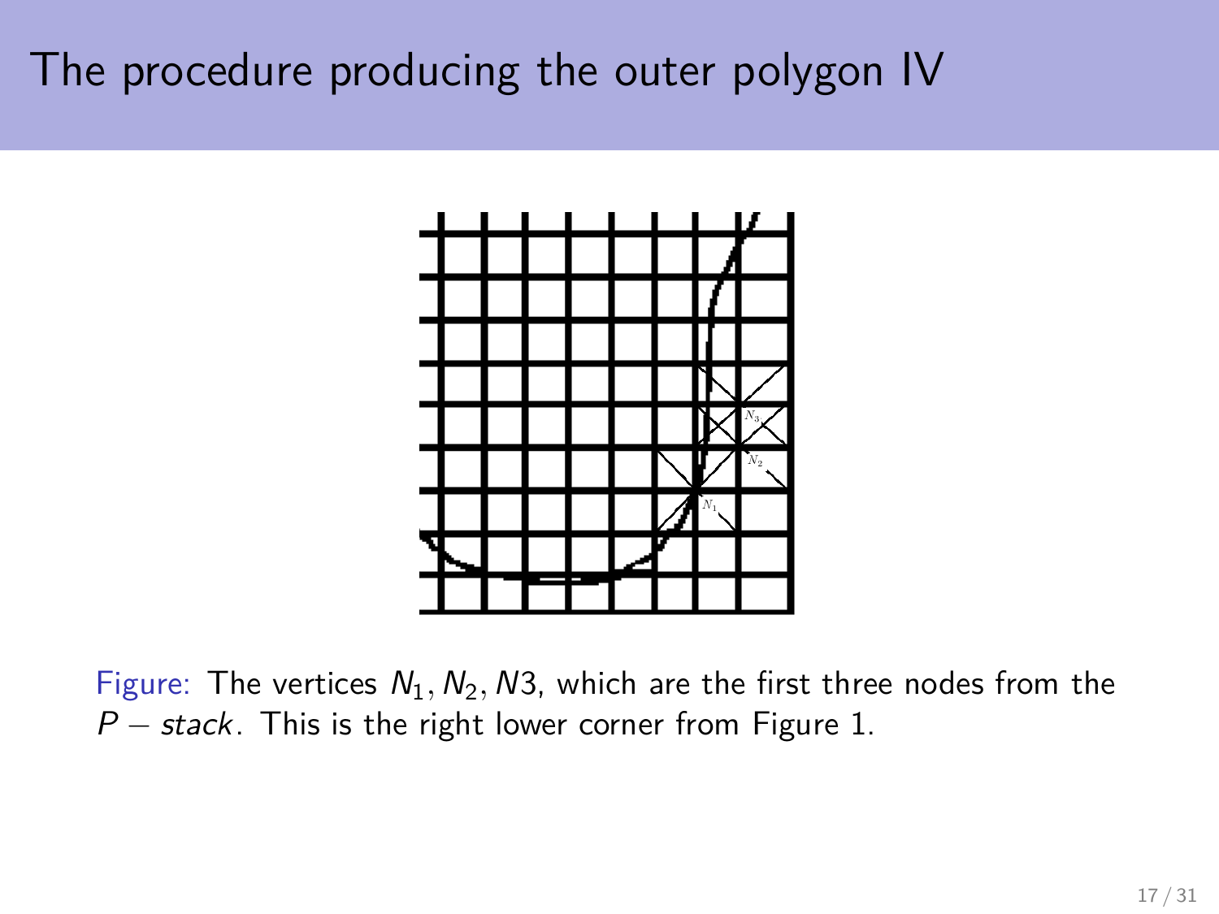# The procedure producing the outer polygon IV

Figure: The vertices $N_1, N_2, N3$, which are the first three nodes from the $P - stack$. This is the right lower corner from Figure 1.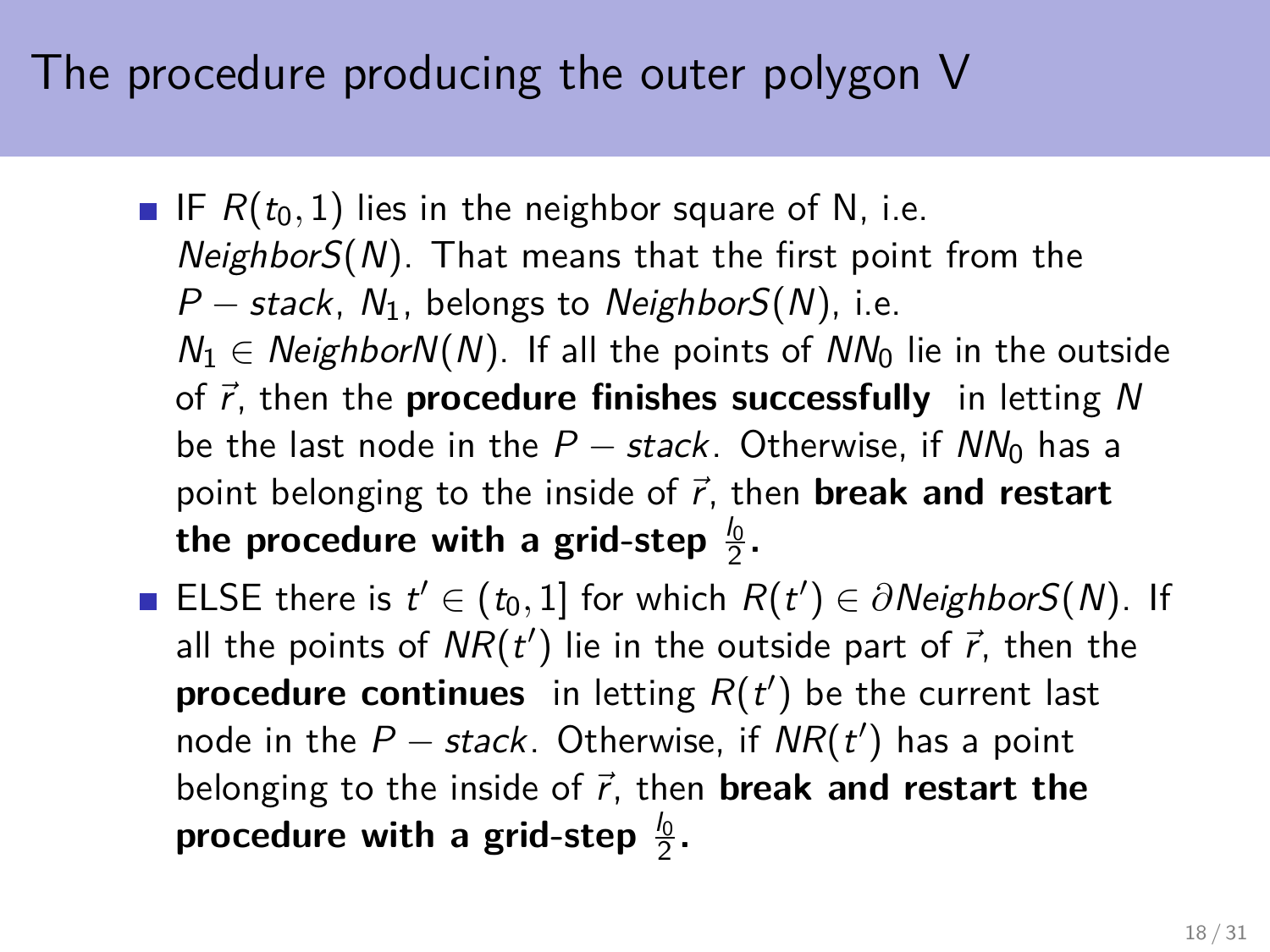## The procedure producing the outer polygon V

- IF $R(t_0, 1)$ lies in the neighbor square of N, i.e. $NeighborS(N)$. That means that the first point from the $P - stack$, $N_1$, belongs to $NeighborS(N)$, i.e. $N_1 \in NeighborN(N)$. If all the points of $NN_0$ lie in the outside of $\vec{r}$, then the **procedure finishes successfully** in letting $N$ be the last node in the $P - stack$. Otherwise, if $NN_0$ has a point belonging to the inside of $\vec{r}$, then **break and restart the procedure with a grid-step $\frac{l_0}{2}$.**
- ELSE there is $t' \in (t_0, 1]$ for which $R(t') \in \partial NeighborS(N)$. If all the points of $NR(t')$ lie in the outside part of $\vec{r}$, then the **procedure continues** in letting $R(t')$ be the current last node in the $P - stack$. Otherwise, if $NR(t')$ has a point belonging to the inside of $\vec{r}$, then **break and restart the procedure with a grid-step $\frac{l_0}{2}$.**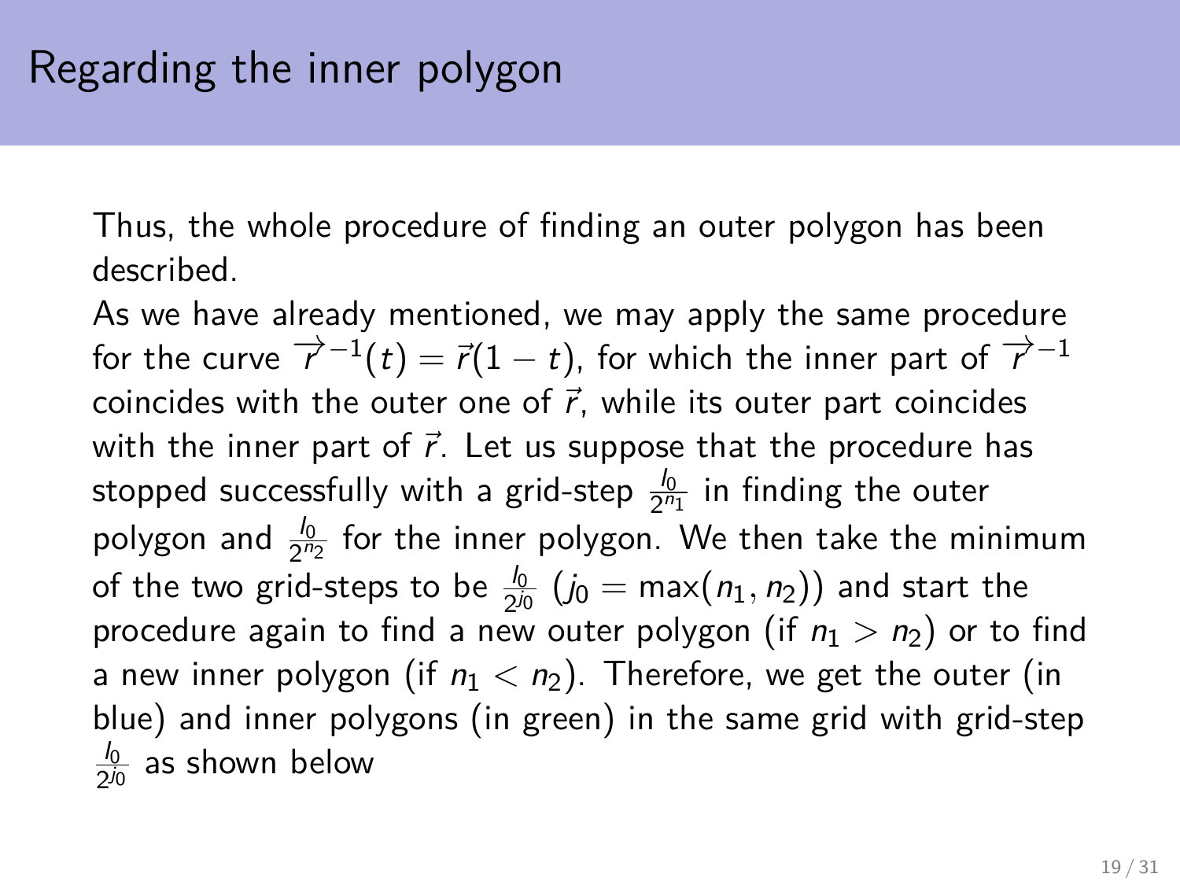# Regarding the inner polygon

Thus, the whole procedure of finding an outer polygon has been described.

As we have already mentioned, we may apply the same procedure for the curve $\overrightarrow{r}^{-1}(t) = \vec{r}(1-t)$, for which the inner part of $\overrightarrow{r}^{-1}$ coincides with the outer one of $\vec{r}$, while its outer part coincides with the inner part of $\vec{r}$. Let us suppose that the procedure has stopped successfully with a grid-step $\frac{l_0}{2^{n_1}}$ in finding the outer polygon and $\frac{l_0}{2^{n_2}}$ for the inner polygon. We then take the minimum of the two grid-steps to be $\frac{l_0}{2^{j_0}}$ ($j_0 = \max(n_1, n_2)$) and start the procedure again to find a new outer polygon (if $n_1 > n_2$) or to find a new inner polygon (if $n_1 < n_2$). Therefore, we get the outer (in blue) and inner polygons (in green) in the same grid with grid-step $\frac{l_0}{2^{j_0}}$ as shown below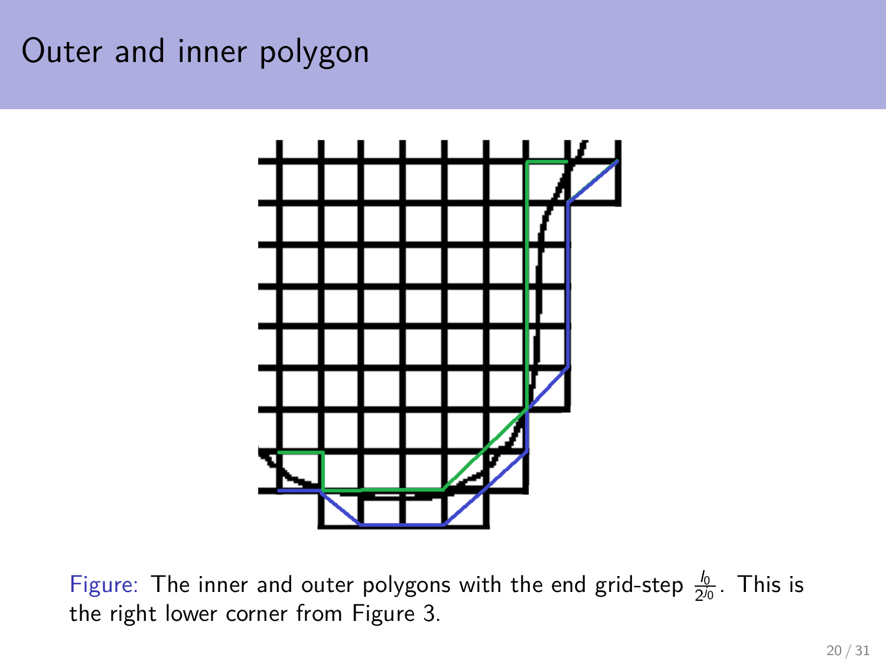# Outer and inner polygon

Figure: The inner and outer polygons with the end grid-step $\frac{l_0}{2^{j_0}}$. This is the right lower corner from Figure 3.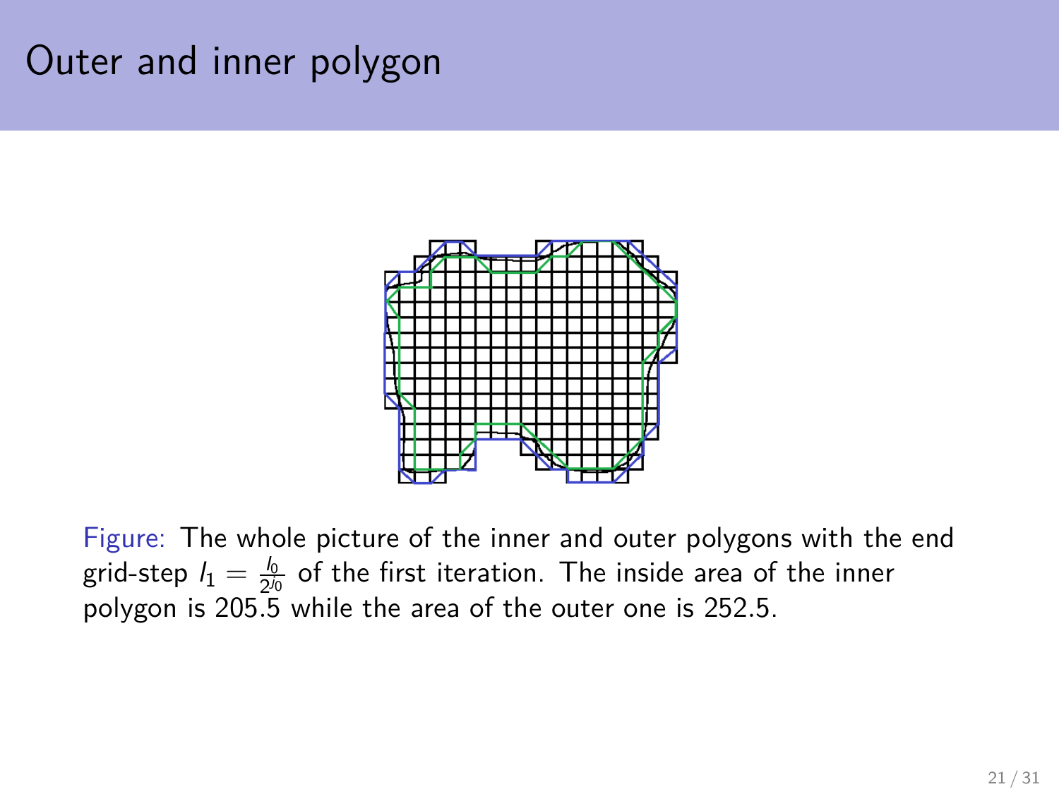# Outer and inner polygon

Figure: The whole picture of the inner and outer polygons with the end grid-step $l_1 = \frac{l_0}{2^{j_0}}$ of the first iteration. The inside area of the inner polygon is 205.5 while the area of the outer one is 252.5.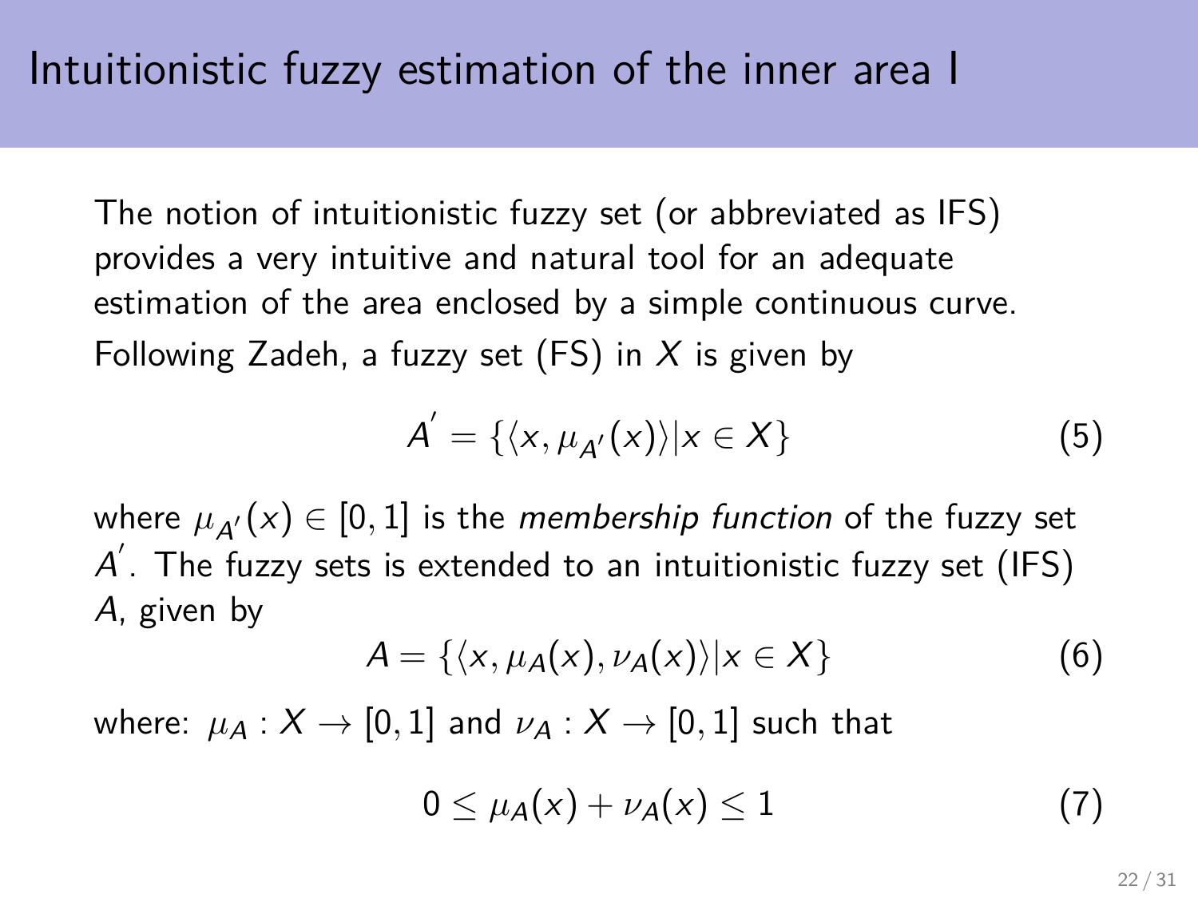# Intuitionistic fuzzy estimation of the inner area I

The notion of intuitionistic fuzzy set (or abbreviated as IFS) provides a very intuitive and natural tool for an adequate estimation of the area enclosed by a simple continuous curve. Following Zadeh, a fuzzy set (FS) in $X$ is given by

$$A^{'} = \{\langle x, \mu_{A'}(x)\rangle | x \in X\} \tag{5}$$

where $\mu_{A'}(x) \in [0, 1]$ is the *membership function* of the fuzzy set $A^{'}$. The fuzzy sets is extended to an intuitionistic fuzzy set (IFS) $A$, given by

$$A = \{\langle x, \mu_A(x), \nu_A(x)\rangle | x \in X\} \tag{6}$$

where: $\mu_A : X \to [0, 1]$ and $\nu_A : X \to [0, 1]$ such that

$$0 \leq \mu_A(x) + \nu_A(x) \leq 1 \tag{7}$$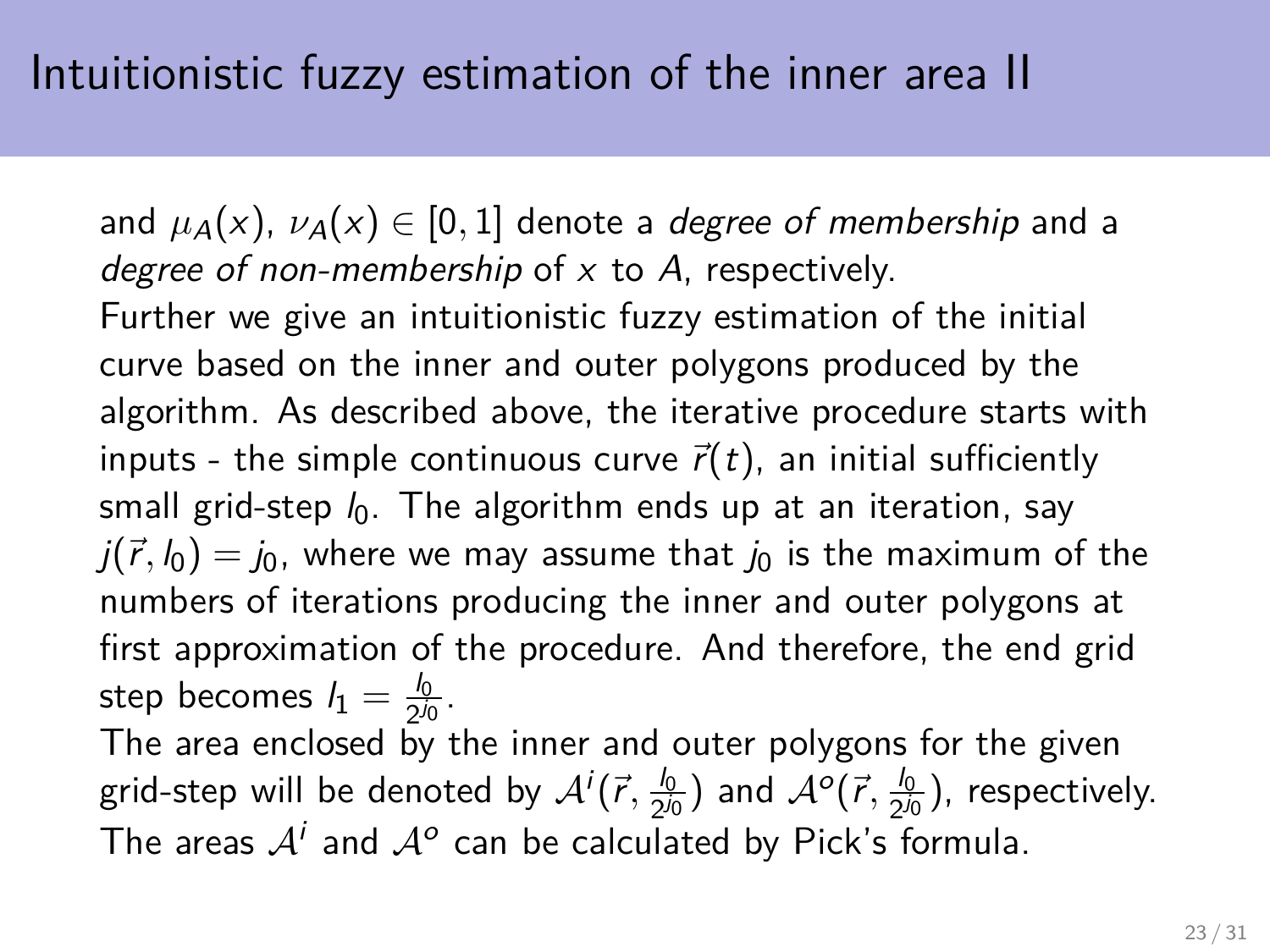# Intuitionistic fuzzy estimation of the inner area II

and $\mu_A(x)$, $\nu_A(x) \in [0, 1]$ denote a *degree of membership* and a *degree of non-membership* of $x$ to $A$, respectively.

Further we give an intuitionistic fuzzy estimation of the initial curve based on the inner and outer polygons produced by the algorithm. As described above, the iterative procedure starts with inputs - the simple continuous curve $\vec{r}(t)$, an initial sufficiently small grid-step $l_0$. The algorithm ends up at an iteration, say $j(\vec{r}, l_0) = j_0$, where we may assume that $j_0$ is the maximum of the numbers of iterations producing the inner and outer polygons at first approximation of the procedure. And therefore, the end grid step becomes $l_1 = \frac{l_0}{2^{j_0}}$.

The area enclosed by the inner and outer polygons for the given grid-step will be denoted by $\mathcal{A}^i(\vec{r}, \frac{l_0}{2^{j_0}})$ and $\mathcal{A}^o(\vec{r}, \frac{l_0}{2^{j_0}})$, respectively. The areas $\mathcal{A}^i$ and $\mathcal{A}^o$ can be calculated by Pick's formula.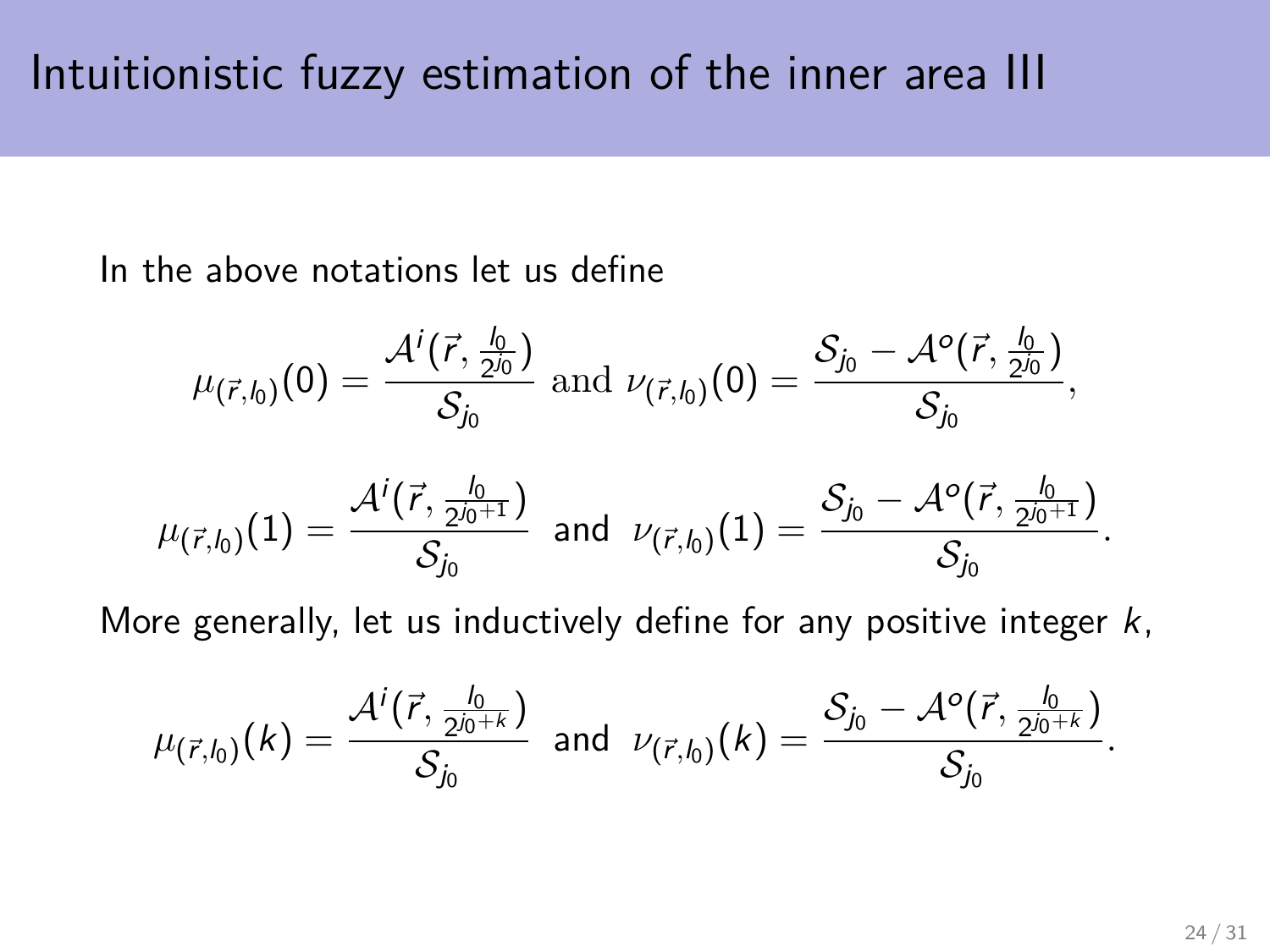# Intuitionistic fuzzy estimation of the inner area III

In the above notations let us define

$$\mu_{(\vec{r},l_0)}(0) = \frac{\mathcal{A}^i(\vec{r}, \frac{l_0}{2^{j_0}})}{\mathcal{S}_{j_0}} \text{ and } \nu_{(\vec{r},l_0)}(0) = \frac{\mathcal{S}_{j_0} - \mathcal{A}^o(\vec{r}, \frac{l_0}{2^{j_0}})}{\mathcal{S}_{j_0}},$$

$$\mu_{(\vec{r},l_0)}(1) = \frac{\mathcal{A}^i(\vec{r}, \frac{l_0}{2^{j_0+1}})}{\mathcal{S}_{j_0}} \text{ and } \nu_{(\vec{r},l_0)}(1) = \frac{\mathcal{S}_{j_0} - \mathcal{A}^o(\vec{r}, \frac{l_0}{2^{j_0+1}})}{\mathcal{S}_{j_0}}.$$

More generally, let us inductively define for any positive integer $k$,

$$\mu_{(\vec{r},l_0)}(k) = \frac{\mathcal{A}^i(\vec{r}, \frac{l_0}{2^{j_0+k}})}{\mathcal{S}_{j_0}} \text{ and } \nu_{(\vec{r},l_0)}(k) = \frac{\mathcal{S}_{j_0} - \mathcal{A}^o(\vec{r}, \frac{l_0}{2^{j_0+k}})}{\mathcal{S}_{j_0}}.$$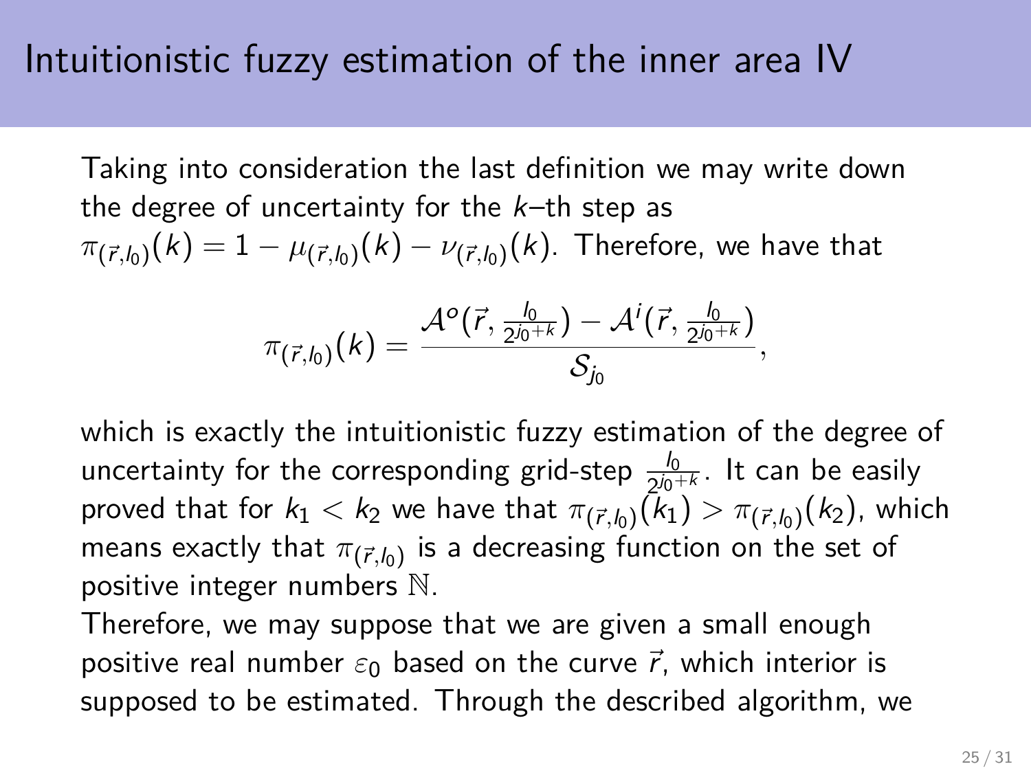# Intuitionistic fuzzy estimation of the inner area IV

Taking into consideration the last definition we may write down the degree of uncertainty for the $k$–th step as $\pi_{(\vec{r},l_0)}(k) = 1 - \mu_{(\vec{r},l_0)}(k) - \nu_{(\vec{r},l_0)}(k)$. Therefore, we have that

$$\pi_{(\vec{r},l_0)}(k) = \frac{\mathcal{A}^o(\vec{r}, \frac{l_0}{2^{j_0+k}}) - \mathcal{A}^i(\vec{r}, \frac{l_0}{2^{j_0+k}})}{\mathcal{S}_{j_0}},$$

which is exactly the intuitionistic fuzzy estimation of the degree of uncertainty for the corresponding grid-step $\frac{l_0}{2^{j_0+k}}$. It can be easily proved that for $k_1 < k_2$ we have that $\pi_{(\vec{r},l_0)}(k_1) > \pi_{(\vec{r},l_0)}(k_2)$, which means exactly that $\pi_{(\vec{r},l_0)}$ is a decreasing function on the set of positive integer numbers $\mathbb{N}$.

Therefore, we may suppose that we are given a small enough positive real number $\varepsilon_0$ based on the curve $\vec{r}$, which interior is supposed to be estimated. Through the described algorithm, we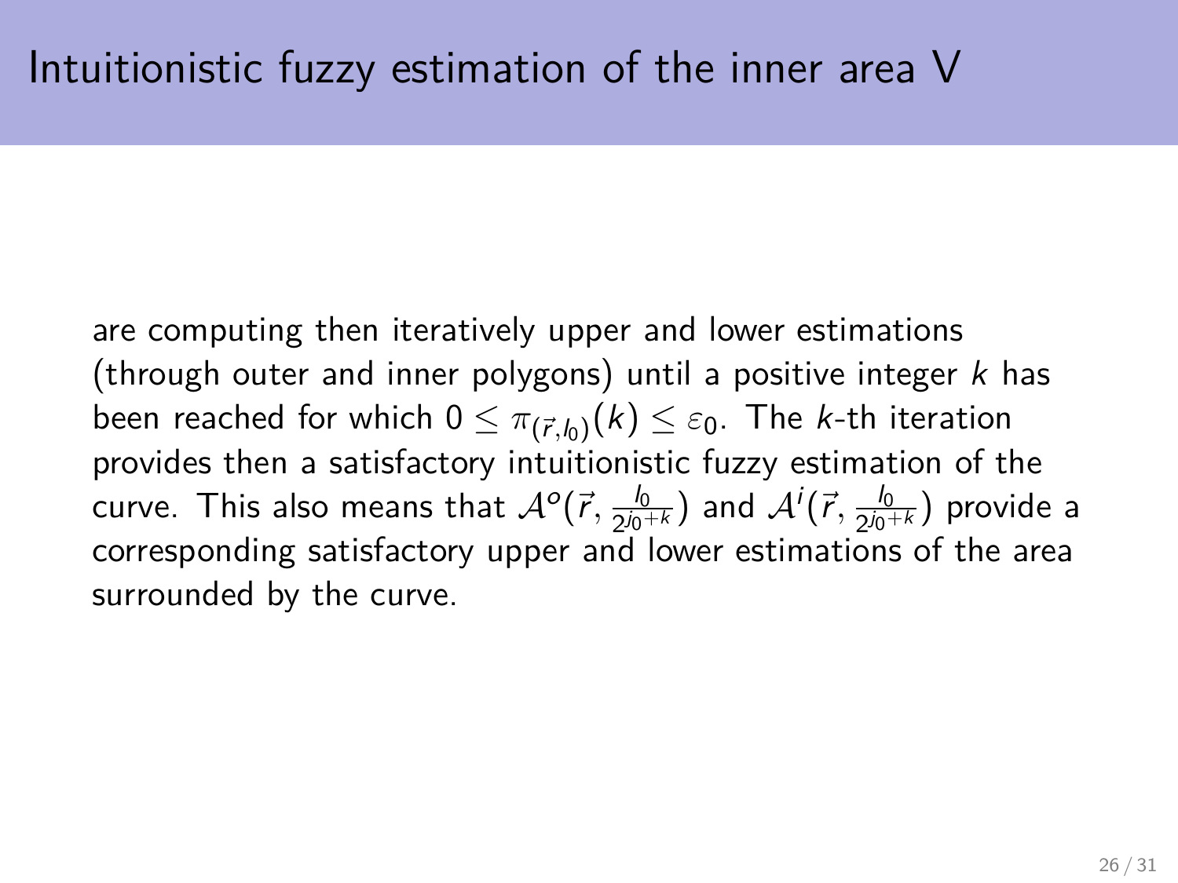# Intuitionistic fuzzy estimation of the inner area V

are computing then iteratively upper and lower estimations (through outer and inner polygons) until a positive integer $k$ has been reached for which $0 \leq \pi_{(\vec{r},l_0)}(k) \leq \varepsilon_0$. The $k$-th iteration provides then a satisfactory intuitionistic fuzzy estimation of the curve. This also means that $\mathcal{A}^o(\vec{r}, \frac{l_0}{2^{j_0+k}})$ and $\mathcal{A}^i(\vec{r}, \frac{l_0}{2^{j_0+k}})$ provide a corresponding satisfactory upper and lower estimations of the area surrounded by the curve.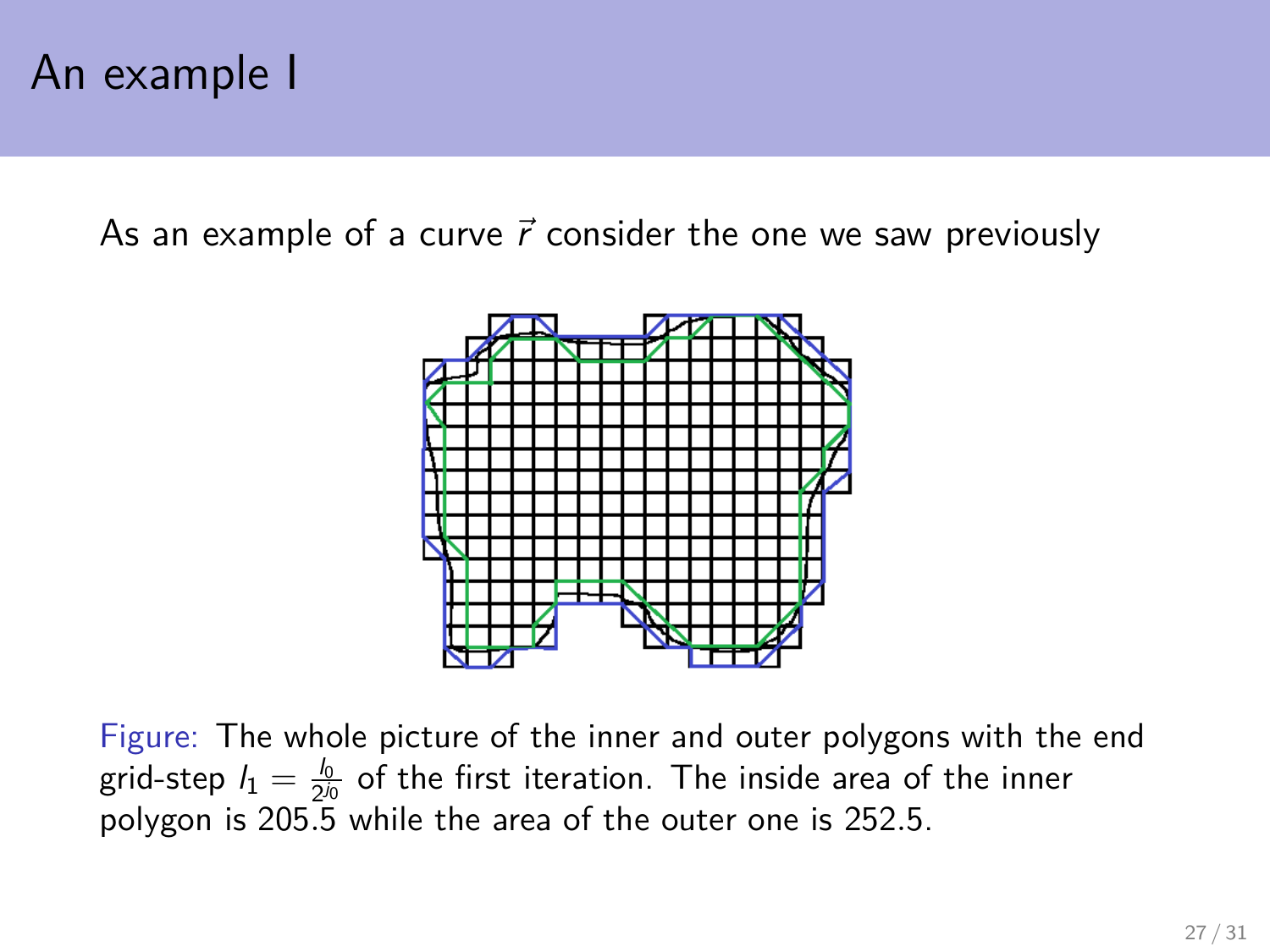# An example I

As an example of a curve $\vec{r}$ consider the one we saw previously

Figure: The whole picture of the inner and outer polygons with the end grid-step $l_1 = \frac{l_0}{2^{j_0}}$ of the first iteration. The inside area of the inner polygon is 205.5 while the area of the outer one is 252.5.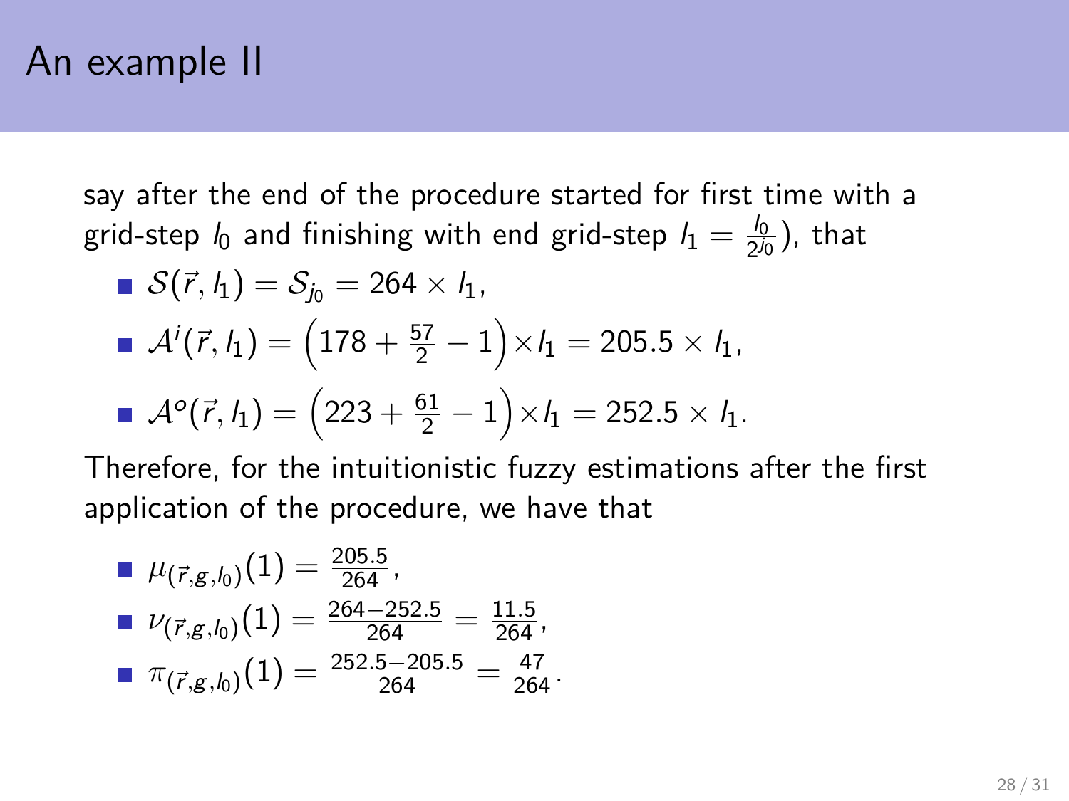# An example II

say after the end of the procedure started for first time with a grid-step $l_0$ and finishing with end grid-step $l_1 = \frac{l_0}{2^{j_0}}$), that

- $\mathcal{S}(\vec{r}, l_1) = \mathcal{S}_{j_0} = 264 \times l_1$,
- $\mathcal{A}^i(\vec{r}, l_1) = \left(178 + \frac{57}{2} - 1\right) \times l_1 = 205.5 \times l_1$,
- $\mathcal{A}^o(\vec{r}, l_1) = \left(223 + \frac{61}{2} - 1\right) \times l_1 = 252.5 \times l_1$.

Therefore, for the intuitionistic fuzzy estimations after the first application of the procedure, we have that

- $\mu_{(\vec{r},g,l_0)}(1) = \frac{205.5}{264}$,
- $\nu_{(\vec{r},g,l_0)}(1) = \frac{264-252.5}{264} = \frac{11.5}{264}$,
- $\pi_{(\vec{r},g,l_0)}(1) = \frac{252.5-205.5}{264} = \frac{47}{264}$.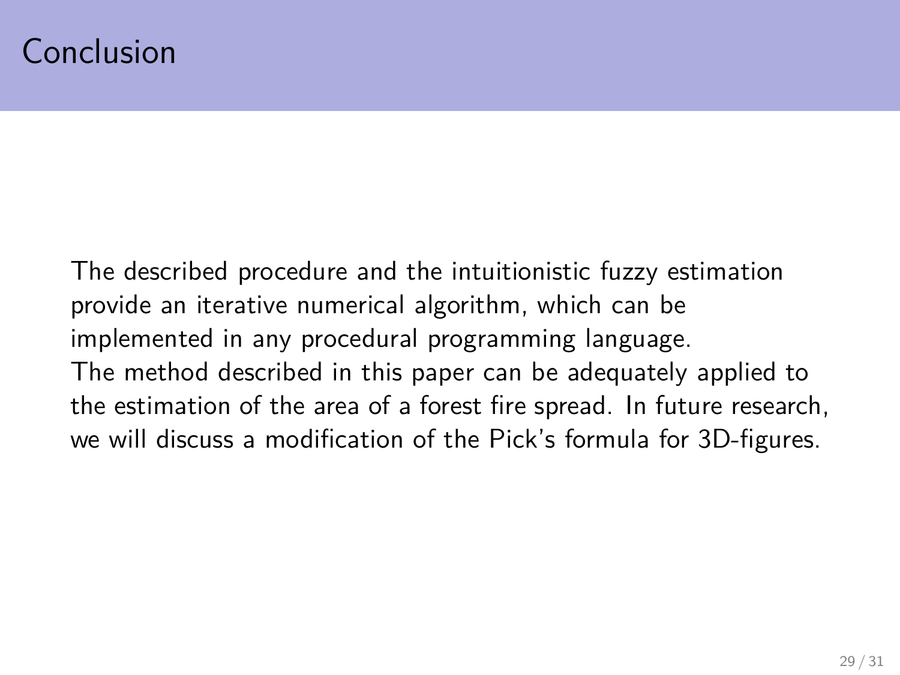# Conclusion

The described procedure and the intuitionistic fuzzy estimation provide an iterative numerical algorithm, which can be implemented in any procedural programming language.
The method described in this paper can be adequately applied to the estimation of the area of a forest fire spread. In future research, we will discuss a modification of the Pick's formula for 3D-figures.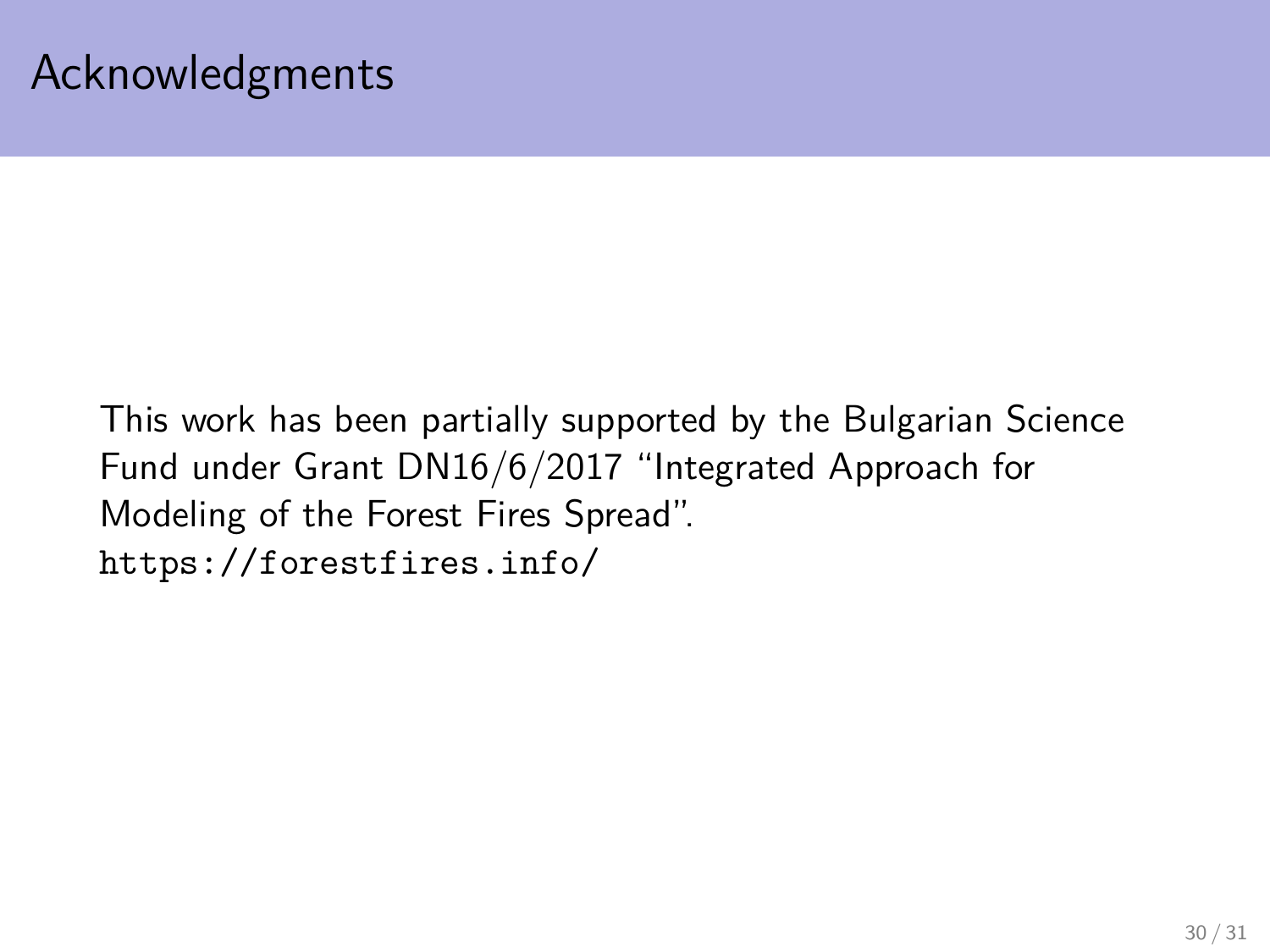# Acknowledgments

This work has been partially supported by the Bulgarian Science Fund under Grant DN16/6/2017 "Integrated Approach for Modeling of the Forest Fires Spread".
`https://forestfires.info/`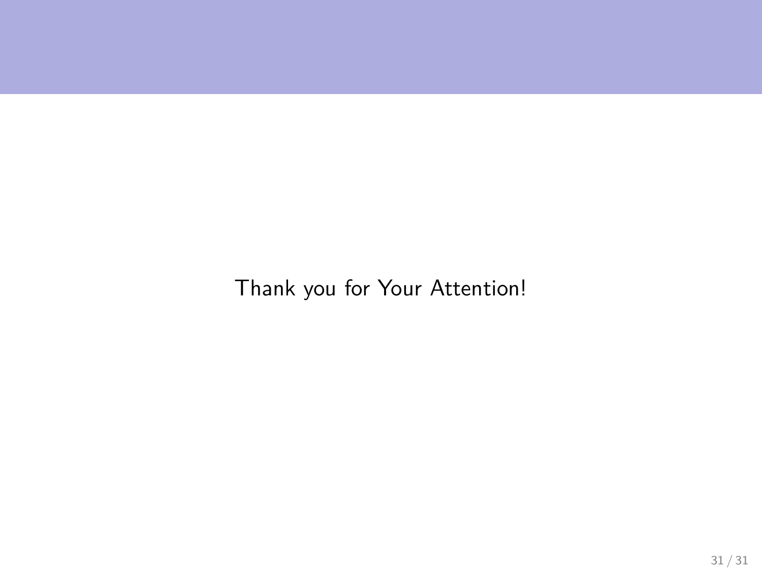Thank you for Your Attention!